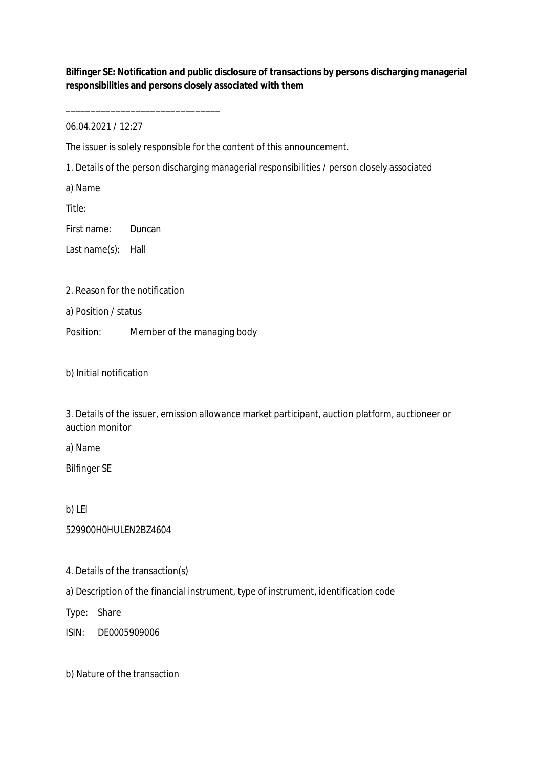**Bilfinger SE: Notification and public disclosure of transactions by persons discharging managerial responsibilities and persons closely associated with them**

_______________________________

06.04.2021 / 12:27

The issuer is solely responsible for the content of this announcement.

1. Details of the person discharging managerial responsibilities / person closely associated

a) Name

| | |
|---|---|
| Title: | |
| First name: | Duncan |
| Last name(s): | Hall |

2. Reason for the notification

a) Position / status

| | |
|---|---|
| Position: | Member of the managing body |

b) Initial notification

3. Details of the issuer, emission allowance market participant, auction platform, auctioneer or auction monitor

a) Name

Bilfinger SE

b) LEI

529900H0HULEN2BZ4604

4. Details of the transaction(s)

a) Description of the financial instrument, type of instrument, identification code

| | |
|---|---|
| Type: | Share |
| ISIN: | DE0005909006 |

b) Nature of the transaction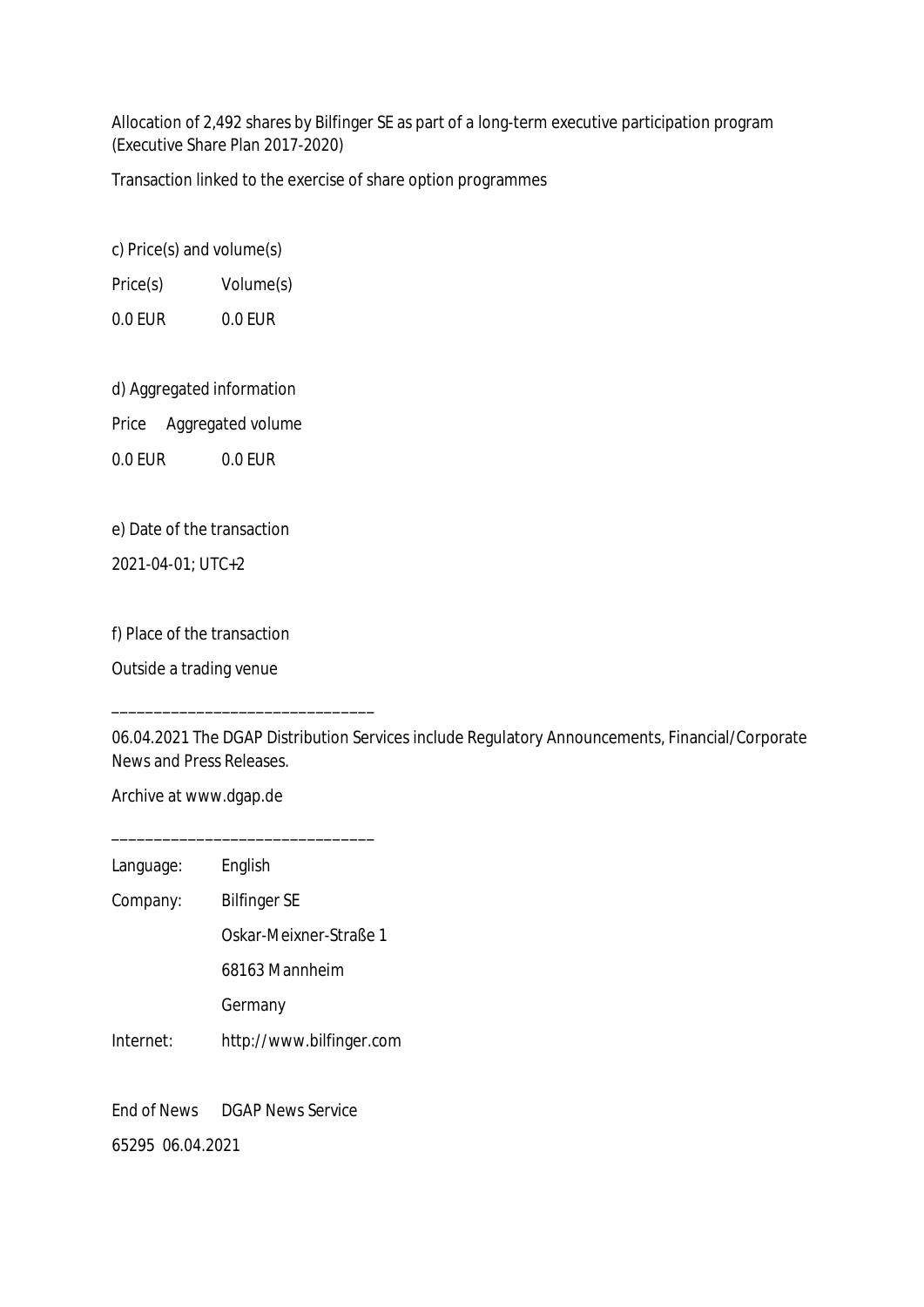Allocation of 2,492 shares by Bilfinger SE as part of a long-term executive participation program (Executive Share Plan 2017-2020)

Transaction linked to the exercise of share option programmes

c) Price(s) and volume(s)

| Price(s) | Volume(s) |
| --- | --- |
| 0.0 EUR | 0.0 EUR |

d) Aggregated information

| Price | Aggregated volume |
| --- | --- |
| 0.0 EUR | 0.0 EUR |

e) Date of the transaction

2021-04-01; UTC+2

f) Place of the transaction

Outside a trading venue

______________________________

06.04.2021 The DGAP Distribution Services include Regulatory Announcements, Financial/Corporate News and Press Releases.

Archive at www.dgap.de

______________________________

| | |
| --- | --- |
| Language: | English |
| Company: | Bilfinger SE |
| | Oskar-Meixner-Straße 1 |
| | 68163 Mannheim |
| | Germany |
| Internet: | http://www.bilfinger.com |

End of News DGAP News Service

65295 06.04.2021